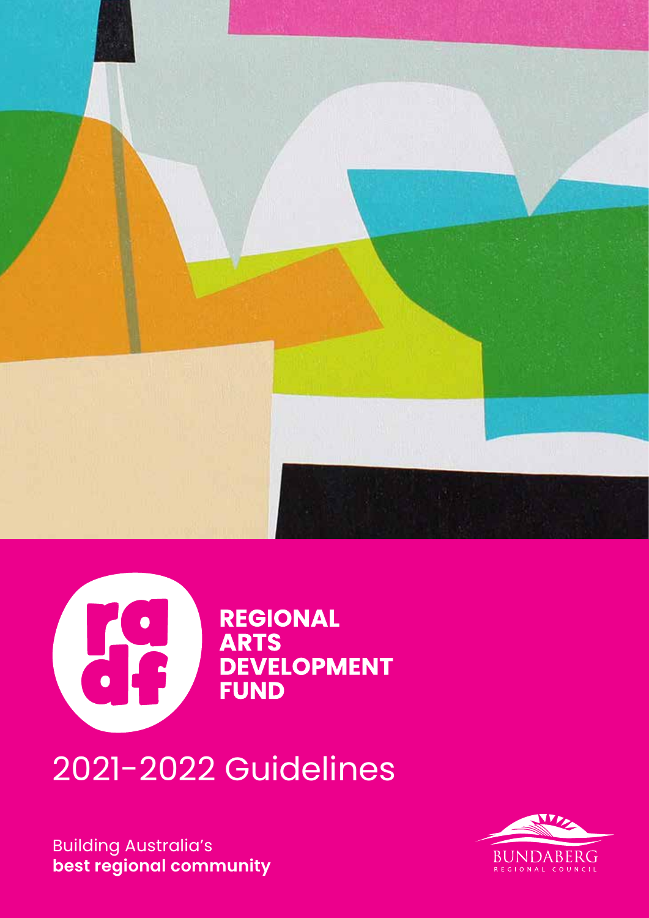# REGIONAL ARTS DEVELOPMENT FUND

## 2021-2022 Guidelines

Building Australia's
**best regional community**

BUNDABERG REGIONAL COUNCIL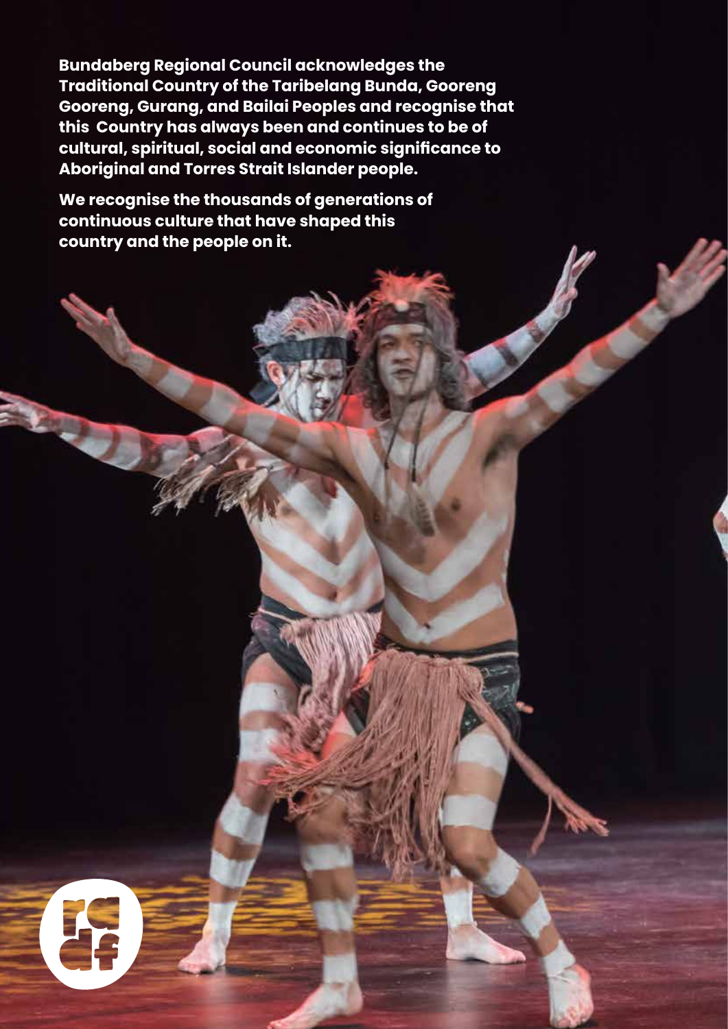**Bundaberg Regional Council acknowledges the Traditional Country of the Taribelang Bunda, Gooreng Gooreng, Gurang, and Bailai Peoples and recognise that this Country has always been and continues to be of cultural, spiritual, social and economic significance to Aboriginal and Torres Strait Islander people.**

**We recognise the thousands of generations of continuous culture that have shaped this country and the people on it.**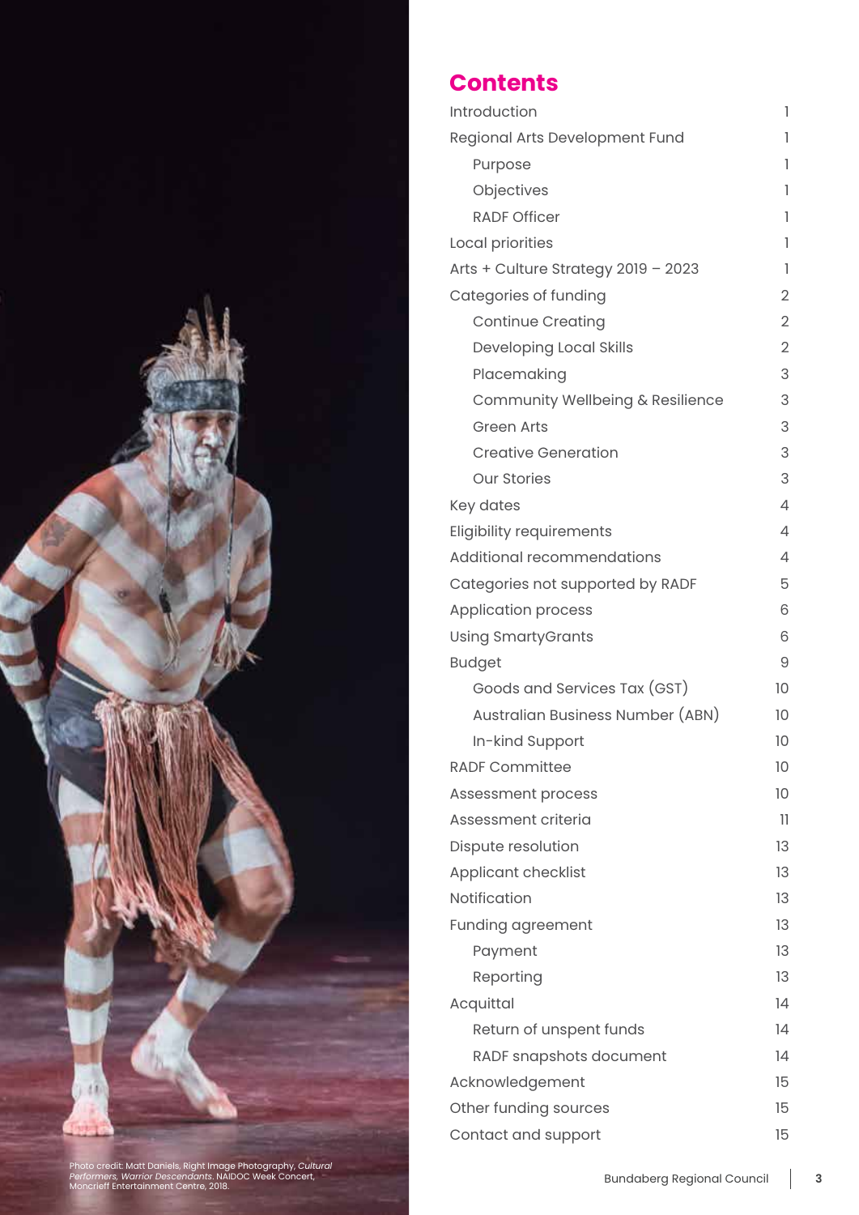## Contents

| | |
|---|---|
| Introduction | 1 |
| Regional Arts Development Fund | 1 |
|     Purpose | 1 |
|     Objectives | 1 |
|     RADF Officer | 1 |
| Local priorities | 1 |
| Arts + Culture Strategy 2019 – 2023 | 1 |
| Categories of funding | 2 |
|     Continue Creating | 2 |
|     Developing Local Skills | 2 |
|     Placemaking | 3 |
|     Community Wellbeing & Resilience | 3 |
|     Green Arts | 3 |
|     Creative Generation | 3 |
|     Our Stories | 3 |
| Key dates | 4 |
| Eligibility requirements | 4 |
| Additional recommendations | 4 |
| Categories not supported by RADF | 5 |
| Application process | 6 |
| Using SmartyGrants | 6 |
| Budget | 9 |
|     Goods and Services Tax (GST) | 10 |
|     Australian Business Number (ABN) | 10 |
|     In-kind Support | 10 |
| RADF Committee | 10 |
| Assessment process | 10 |
| Assessment criteria | 11 |
| Dispute resolution | 13 |
| Applicant checklist | 13 |
| Notification | 13 |
| Funding agreement | 13 |
|     Payment | 13 |
|     Reporting | 13 |
| Acquittal | 14 |
|     Return of unspent funds | 14 |
|     RADF snapshots document | 14 |
| Acknowledgement | 15 |
| Other funding sources | 15 |
| Contact and support | 15 |

Photo credit: Matt Daniels, Right Image Photography, *Cultural Performers, Warrior Descendants*. NAIDOC Week Concert, Moncrieff Entertainment Centre, 2018.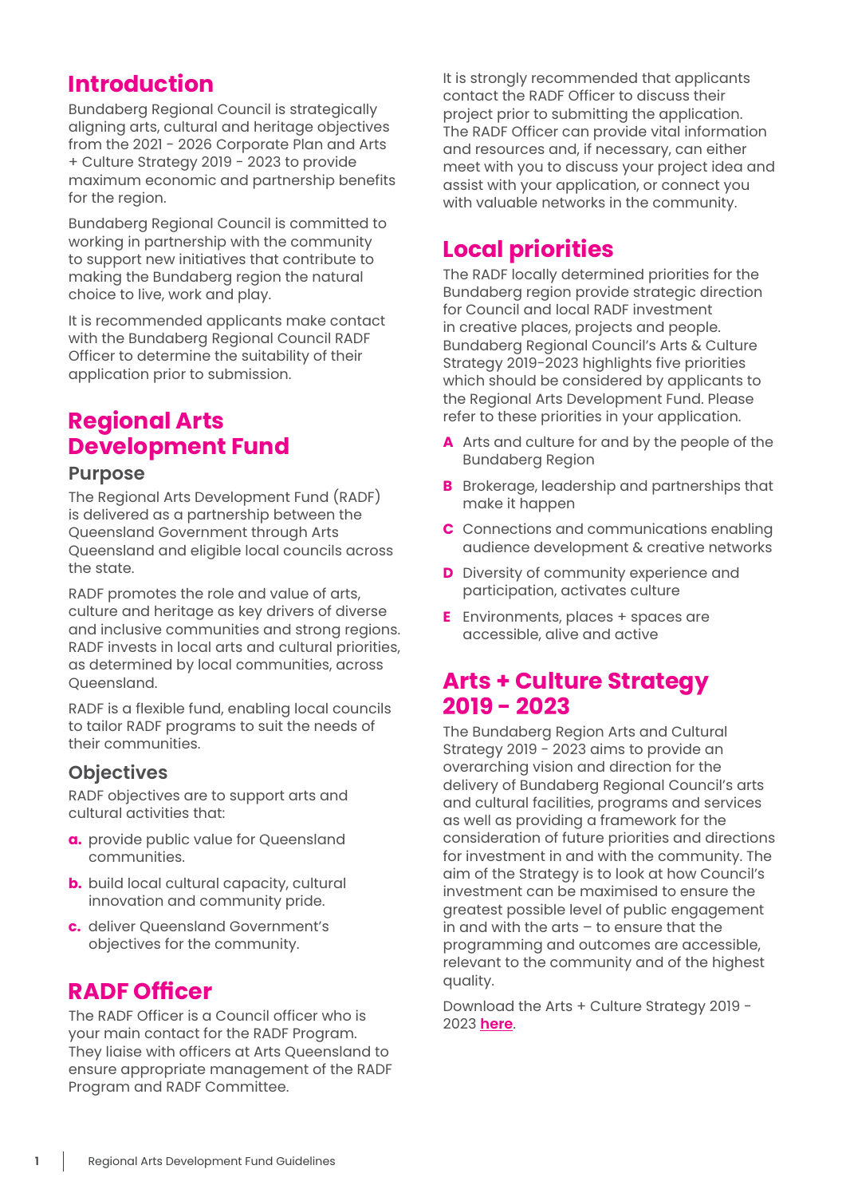# Introduction

Bundaberg Regional Council is strategically aligning arts, cultural and heritage objectives from the 2021 - 2026 Corporate Plan and Arts + Culture Strategy 2019 - 2023 to provide maximum economic and partnership benefits for the region.

Bundaberg Regional Council is committed to working in partnership with the community to support new initiatives that contribute to making the Bundaberg region the natural choice to live, work and play.

It is recommended applicants make contact with the Bundaberg Regional Council RADF Officer to determine the suitability of their application prior to submission.

# Regional Arts Development Fund

## Purpose

The Regional Arts Development Fund (RADF) is delivered as a partnership between the Queensland Government through Arts Queensland and eligible local councils across the state.

RADF promotes the role and value of arts, culture and heritage as key drivers of diverse and inclusive communities and strong regions. RADF invests in local arts and cultural priorities, as determined by local communities, across Queensland.

RADF is a flexible fund, enabling local councils to tailor RADF programs to suit the needs of their communities.

## Objectives

RADF objectives are to support arts and cultural activities that:

**a.** provide public value for Queensland communities.

**b.** build local cultural capacity, cultural innovation and community pride.

**c.** deliver Queensland Government's objectives for the community.

# RADF Officer

The RADF Officer is a Council officer who is your main contact for the RADF Program. They liaise with officers at Arts Queensland to ensure appropriate management of the RADF Program and RADF Committee.

It is strongly recommended that applicants contact the RADF Officer to discuss their project prior to submitting the application. The RADF Officer can provide vital information and resources and, if necessary, can either meet with you to discuss your project idea and assist with your application, or connect you with valuable networks in the community.

# Local priorities

The RADF locally determined priorities for the Bundaberg region provide strategic direction for Council and local RADF investment in creative places, projects and people. Bundaberg Regional Council's Arts & Culture Strategy 2019-2023 highlights five priorities which should be considered by applicants to the Regional Arts Development Fund. Please refer to these priorities in your application.

**A** Arts and culture for and by the people of the Bundaberg Region

**B** Brokerage, leadership and partnerships that make it happen

**C** Connections and communications enabling audience development & creative networks

**D** Diversity of community experience and participation, activates culture

**E** Environments, places + spaces are accessible, alive and active

# Arts + Culture Strategy 2019 - 2023

The Bundaberg Region Arts and Cultural Strategy 2019 - 2023 aims to provide an overarching vision and direction for the delivery of Bundaberg Regional Council's arts and cultural facilities, programs and services as well as providing a framework for the consideration of future priorities and directions for investment in and with the community. The aim of the Strategy is to look at how Council's investment can be maximised to ensure the greatest possible level of public engagement in and with the arts – to ensure that the programming and outcomes are accessible, relevant to the community and of the highest quality.

Download the Arts + Culture Strategy 2019 - 2023 **here**.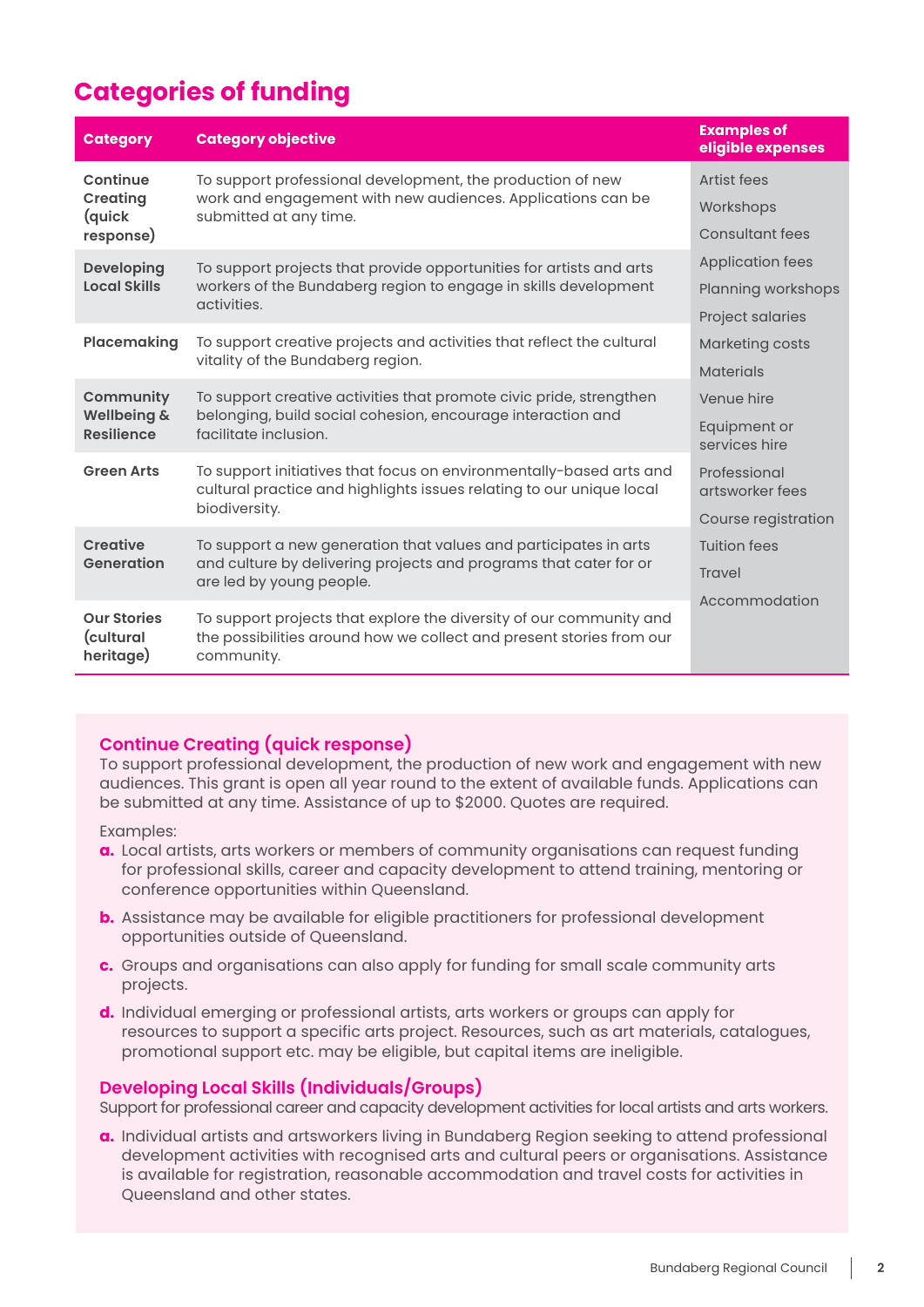## Categories of funding

| Category | Category objective | Examples of eligible expenses |
|---|---|---|
| **Continue Creating (quick response)** | To support professional development, the production of new work and engagement with new audiences. Applications can be submitted at any time. | Artist fees<br>Workshops<br>Consultant fees<br>Application fees<br>Planning workshops<br>Project salaries<br>Marketing costs<br>Materials<br>Venue hire<br>Equipment or services hire<br>Professional artsworker fees<br>Course registration<br>Tuition fees<br>Travel<br>Accommodation |
| **Developing Local Skills** | To support projects that provide opportunities for artists and arts workers of the Bundaberg region to engage in skills development activities. | |
| **Placemaking** | To support creative projects and activities that reflect the cultural vitality of the Bundaberg region. | |
| **Community Wellbeing & Resilience** | To support creative activities that promote civic pride, strengthen belonging, build social cohesion, encourage interaction and facilitate inclusion. | |
| **Green Arts** | To support initiatives that focus on environmentally-based arts and cultural practice and highlights issues relating to our unique local biodiversity. | |
| **Creative Generation** | To support a new generation that values and participates in arts and culture by delivering projects and programs that cater for or are led by young people. | |
| **Our Stories (cultural heritage)** | To support projects that explore the diversity of our community and the possibilities around how we collect and present stories from our community. | |

### Continue Creating (quick response)

To support professional development, the production of new work and engagement with new audiences. This grant is open all year round to the extent of available funds. Applications can be submitted at any time. Assistance of up to $2000. Quotes are required.

Examples:

a. Local artists, arts workers or members of community organisations can request funding for professional skills, career and capacity development to attend training, mentoring or conference opportunities within Queensland.

b. Assistance may be available for eligible practitioners for professional development opportunities outside of Queensland.

c. Groups and organisations can also apply for funding for small scale community arts projects.

d. Individual emerging or professional artists, arts workers or groups can apply for resources to support a specific arts project. Resources, such as art materials, catalogues, promotional support etc. may be eligible, but capital items are ineligible.

### Developing Local Skills (Individuals/Groups)

Support for professional career and capacity development activities for local artists and arts workers.

a. Individual artists and artsworkers living in Bundaberg Region seeking to attend professional development activities with recognised arts and cultural peers or organisations. Assistance is available for registration, reasonable accommodation and travel costs for activities in Queensland and other states.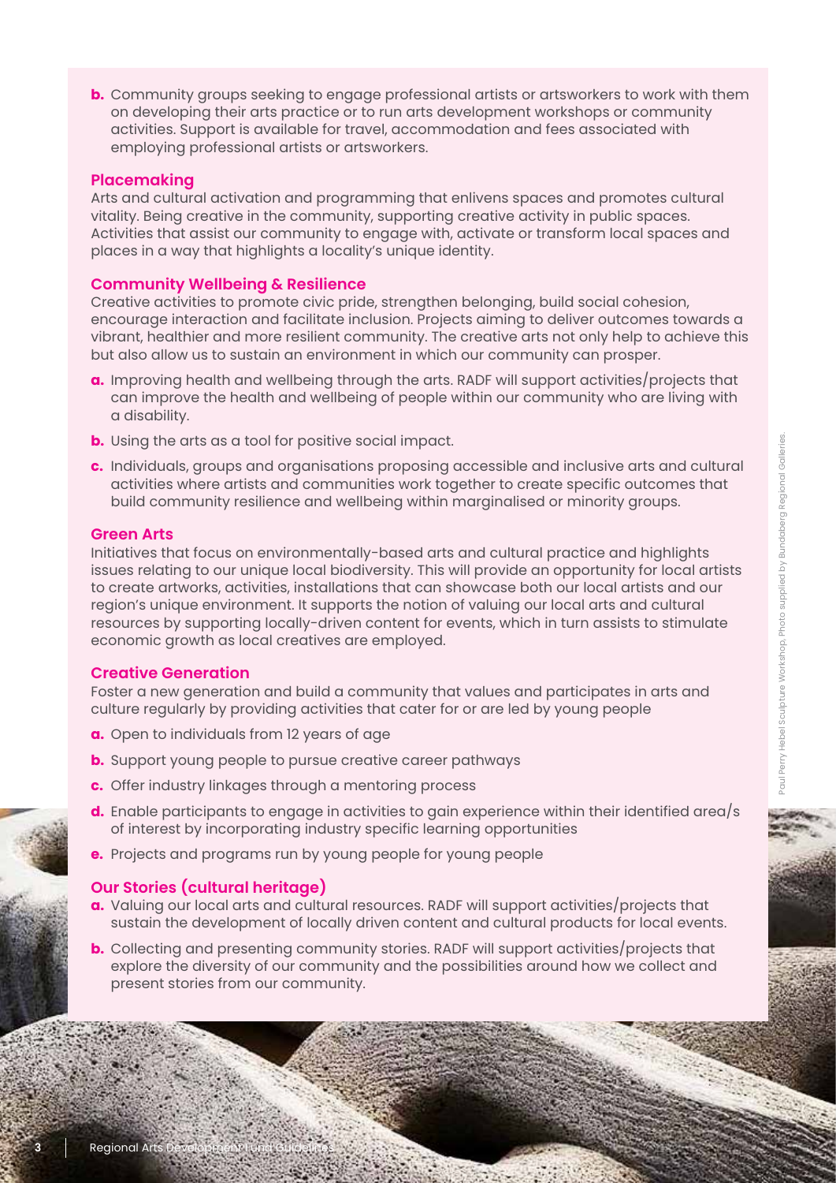b. Community groups seeking to engage professional artists or artsworkers to work with them on developing their arts practice or to run arts development workshops or community activities. Support is available for travel, accommodation and fees associated with employing professional artists or artsworkers.

### Placemaking

Arts and cultural activation and programming that enlivens spaces and promotes cultural vitality. Being creative in the community, supporting creative activity in public spaces. Activities that assist our community to engage with, activate or transform local spaces and places in a way that highlights a locality's unique identity.

### Community Wellbeing & Resilience

Creative activities to promote civic pride, strengthen belonging, build social cohesion, encourage interaction and facilitate inclusion. Projects aiming to deliver outcomes towards a vibrant, healthier and more resilient community. The creative arts not only help to achieve this but also allow us to sustain an environment in which our community can prosper.

a. Improving health and wellbeing through the arts. RADF will support activities/projects that can improve the health and wellbeing of people within our community who are living with a disability.

b. Using the arts as a tool for positive social impact.

c. Individuals, groups and organisations proposing accessible and inclusive arts and cultural activities where artists and communities work together to create specific outcomes that build community resilience and wellbeing within marginalised or minority groups.

### Green Arts

Initiatives that focus on environmentally-based arts and cultural practice and highlights issues relating to our unique local biodiversity. This will provide an opportunity for local artists to create artworks, activities, installations that can showcase both our local artists and our region's unique environment. It supports the notion of valuing our local arts and cultural resources by supporting locally-driven content for events, which in turn assists to stimulate economic growth as local creatives are employed.

### Creative Generation

Foster a new generation and build a community that values and participates in arts and culture regularly by providing activities that cater for or are led by young people

a. Open to individuals from 12 years of age

b. Support young people to pursue creative career pathways

c. Offer industry linkages through a mentoring process

d. Enable participants to engage in activities to gain experience within their identified area/s of interest by incorporating industry specific learning opportunities

e. Projects and programs run by young people for young people

### Our Stories (cultural heritage)

a. Valuing our local arts and cultural resources. RADF will support activities/projects that sustain the development of locally driven content and cultural products for local events.

b. Collecting and presenting community stories. RADF will support activities/projects that explore the diversity of our community and the possibilities around how we collect and present stories from our community.

Paul Perry Hebel Sculpture Workshop. Photo supplied by Bundaberg Regional Galleries.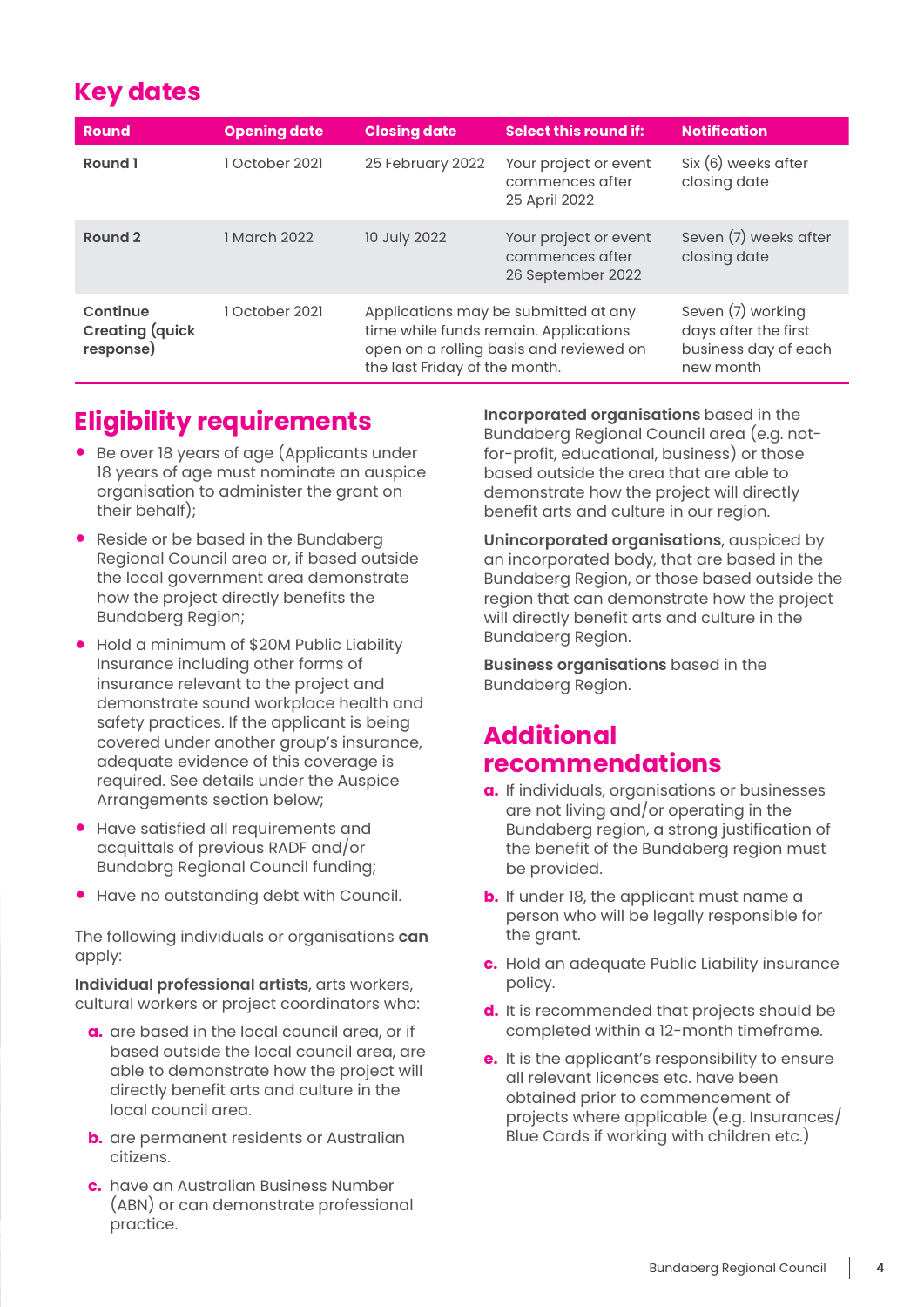## Key dates

| Round | Opening date | Closing date | Select this round if: | Notification |
|---|---|---|---|---|
| **Round 1** | 1 October 2021 | 25 February 2022 | Your project or event commences after 25 April 2022 | Six (6) weeks after closing date |
| **Round 2** | 1 March 2022 | 10 July 2022 | Your project or event commences after 26 September 2022 | Seven (7) weeks after closing date |
| **Continue Creating (quick response)** | 1 October 2021 | Applications may be submitted at any time while funds remain. Applications open on a rolling basis and reviewed on the last Friday of the month. | | Seven (7) working days after the first business day of each new month |

## Eligibility requirements

- Be over 18 years of age (Applicants under 18 years of age must nominate an auspice organisation to administer the grant on their behalf);
- Reside or be based in the Bundaberg Regional Council area or, if based outside the local government area demonstrate how the project directly benefits the Bundaberg Region;
- Hold a minimum of $20M Public Liability Insurance including other forms of insurance relevant to the project and demonstrate sound workplace health and safety practices. If the applicant is being covered under another group's insurance, adequate evidence of this coverage is required. See details under the Auspice Arrangements section below;
- Have satisfied all requirements and acquittals of previous RADF and/or Bundabrg Regional Council funding;
- Have no outstanding debt with Council.

The following individuals or organisations **can** apply:

**Individual professional artists**, arts workers, cultural workers or project coordinators who:

a. are based in the local council area, or if based outside the local council area, are able to demonstrate how the project will directly benefit arts and culture in the local council area.
b. are permanent residents or Australian citizens.
c. have an Australian Business Number (ABN) or can demonstrate professional practice.

**Incorporated organisations** based in the Bundaberg Regional Council area (e.g. not-for-profit, educational, business) or those based outside the area that are able to demonstrate how the project will directly benefit arts and culture in our region.

**Unincorporated organisations**, auspiced by an incorporated body, that are based in the Bundaberg Region, or those based outside the region that can demonstrate how the project will directly benefit arts and culture in the Bundaberg Region.

**Business organisations** based in the Bundaberg Region.

## Additional recommendations

a. If individuals, organisations or businesses are not living and/or operating in the Bundaberg region, a strong justification of the benefit of the Bundaberg region must be provided.
b. If under 18, the applicant must name a person who will be legally responsible for the grant.
c. Hold an adequate Public Liability insurance policy.
d. It is recommended that projects should be completed within a 12-month timeframe.
e. It is the applicant's responsibility to ensure all relevant licences etc. have been obtained prior to commencement of projects where applicable (e.g. Insurances/ Blue Cards if working with children etc.)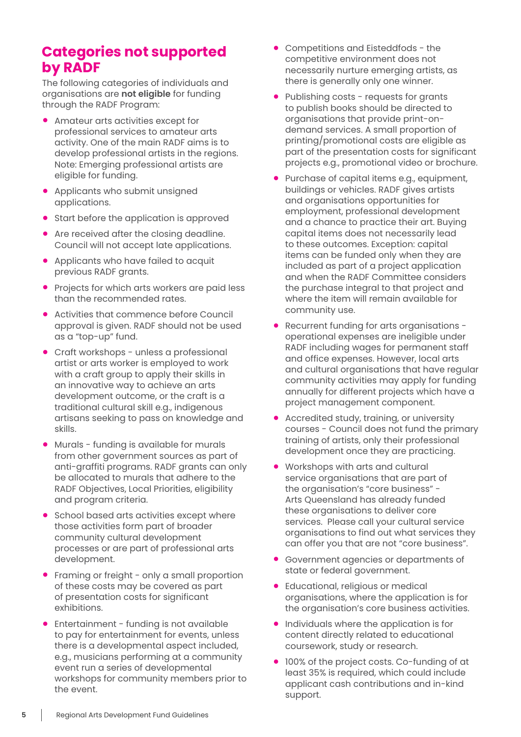## Categories not supported by RADF

The following categories of individuals and organisations are **not eligible** for funding through the RADF Program:

- Amateur arts activities except for professional services to amateur arts activity. One of the main RADF aims is to develop professional artists in the regions. Note: Emerging professional artists are eligible for funding.
- Applicants who submit unsigned applications.
- Start before the application is approved
- Are received after the closing deadline. Council will not accept late applications.
- Applicants who have failed to acquit previous RADF grants.
- Projects for which arts workers are paid less than the recommended rates.
- Activities that commence before Council approval is given. RADF should not be used as a "top-up" fund.
- Craft workshops - unless a professional artist or arts worker is employed to work with a craft group to apply their skills in an innovative way to achieve an arts development outcome, or the craft is a traditional cultural skill e.g., indigenous artisans seeking to pass on knowledge and skills.
- Murals - funding is available for murals from other government sources as part of anti-graffiti programs. RADF grants can only be allocated to murals that adhere to the RADF Objectives, Local Priorities, eligibility and program criteria.
- School based arts activities except where those activities form part of broader community cultural development processes or are part of professional arts development.
- Framing or freight - only a small proportion of these costs may be covered as part of presentation costs for significant exhibitions.
- Entertainment - funding is not available to pay for entertainment for events, unless there is a developmental aspect included, e.g., musicians performing at a community event run a series of developmental workshops for community members prior to the event.
- Competitions and Eisteddfods - the competitive environment does not necessarily nurture emerging artists, as there is generally only one winner.
- Publishing costs - requests for grants to publish books should be directed to organisations that provide print-on-demand services. A small proportion of printing/promotional costs are eligible as part of the presentation costs for significant projects e.g., promotional video or brochure.
- Purchase of capital items e.g., equipment, buildings or vehicles. RADF gives artists and organisations opportunities for employment, professional development and a chance to practice their art. Buying capital items does not necessarily lead to these outcomes. Exception: capital items can be funded only when they are included as part of a project application and when the RADF Committee considers the purchase integral to that project and where the item will remain available for community use.
- Recurrent funding for arts organisations - operational expenses are ineligible under RADF including wages for permanent staff and office expenses. However, local arts and cultural organisations that have regular community activities may apply for funding annually for different projects which have a project management component.
- Accredited study, training, or university courses - Council does not fund the primary training of artists, only their professional development once they are practicing.
- Workshops with arts and cultural service organisations that are part of the organisation's "core business" - Arts Queensland has already funded these organisations to deliver core services. Please call your cultural service organisations to find out what services they can offer you that are not "core business".
- Government agencies or departments of state or federal government.
- Educational, religious or medical organisations, where the application is for the organisation's core business activities.
- Individuals where the application is for content directly related to educational coursework, study or research.
- 100% of the project costs. Co-funding of at least 35% is required, which could include applicant cash contributions and in-kind support.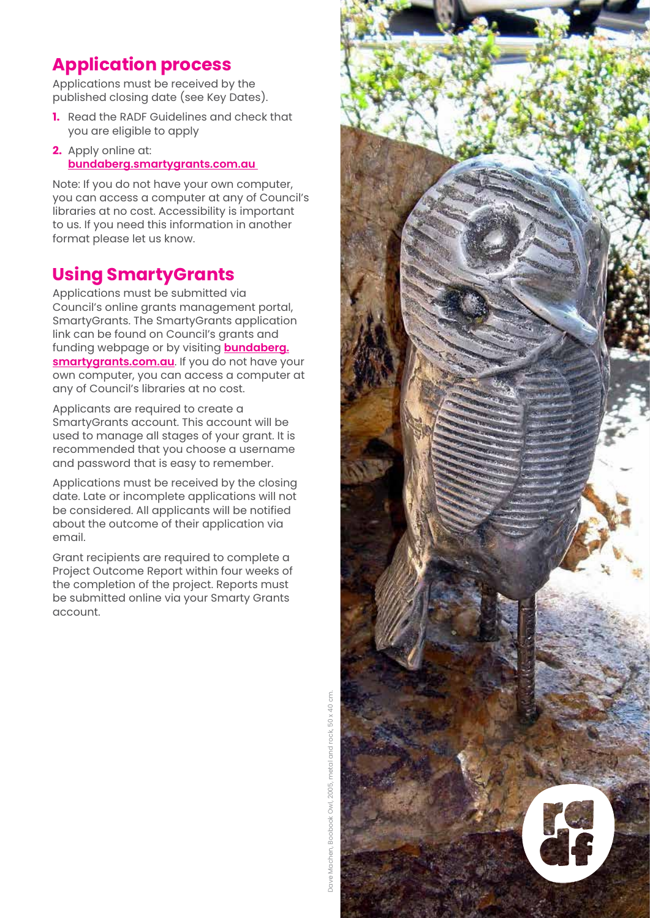## Application process

Applications must be received by the published closing date (see Key Dates).

1. Read the RADF Guidelines and check that you are eligible to apply
2. Apply online at: **bundaberg.smartygrants.com.au**

Note: If you do not have your own computer, you can access a computer at any of Council's libraries at no cost. Accessibility is important to us. If you need this information in another format please let us know.

## Using SmartyGrants

Applications must be submitted via Council's online grants management portal, SmartyGrants. The SmartyGrants application link can be found on Council's grants and funding webpage or by visiting **bundaberg.smartygrants.com.au**. If you do not have your own computer, you can access a computer at any of Council's libraries at no cost.

Applicants are required to create a SmartyGrants account. This account will be used to manage all stages of your grant. It is recommended that you choose a username and password that is easy to remember.

Applications must be received by the closing date. Late or incomplete applications will not be considered. All applicants will be notified about the outcome of their application via email.

Grant recipients are required to complete a Project Outcome Report within four weeks of the completion of the project. Reports must be submitted online via your Smarty Grants account.

Dave Machen, Boobook Owl, 2005, metal and rock, 50 x 40 cm.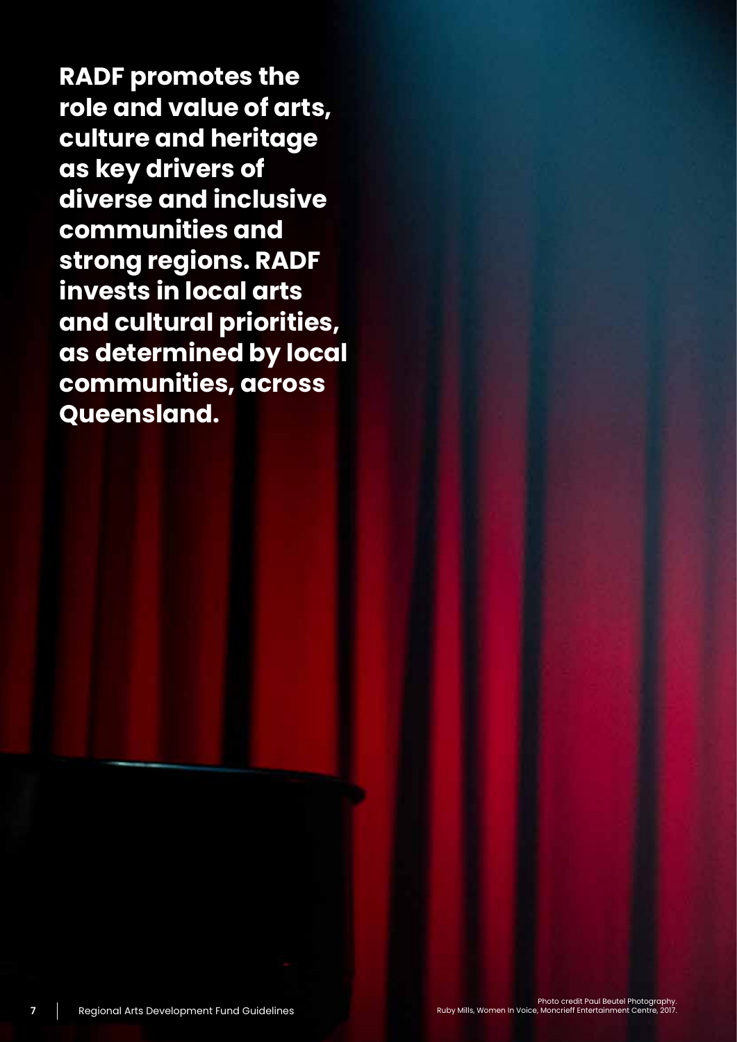**RADF promotes the role and value of arts, culture and heritage as key drivers of diverse and inclusive communities and strong regions. RADF invests in local arts and cultural priorities, as determined by local communities, across Queensland.**

Photo credit Paul Beutel Photography.
Ruby Mills, Women In Voice, Moncrieff Entertainment Centre, 2017.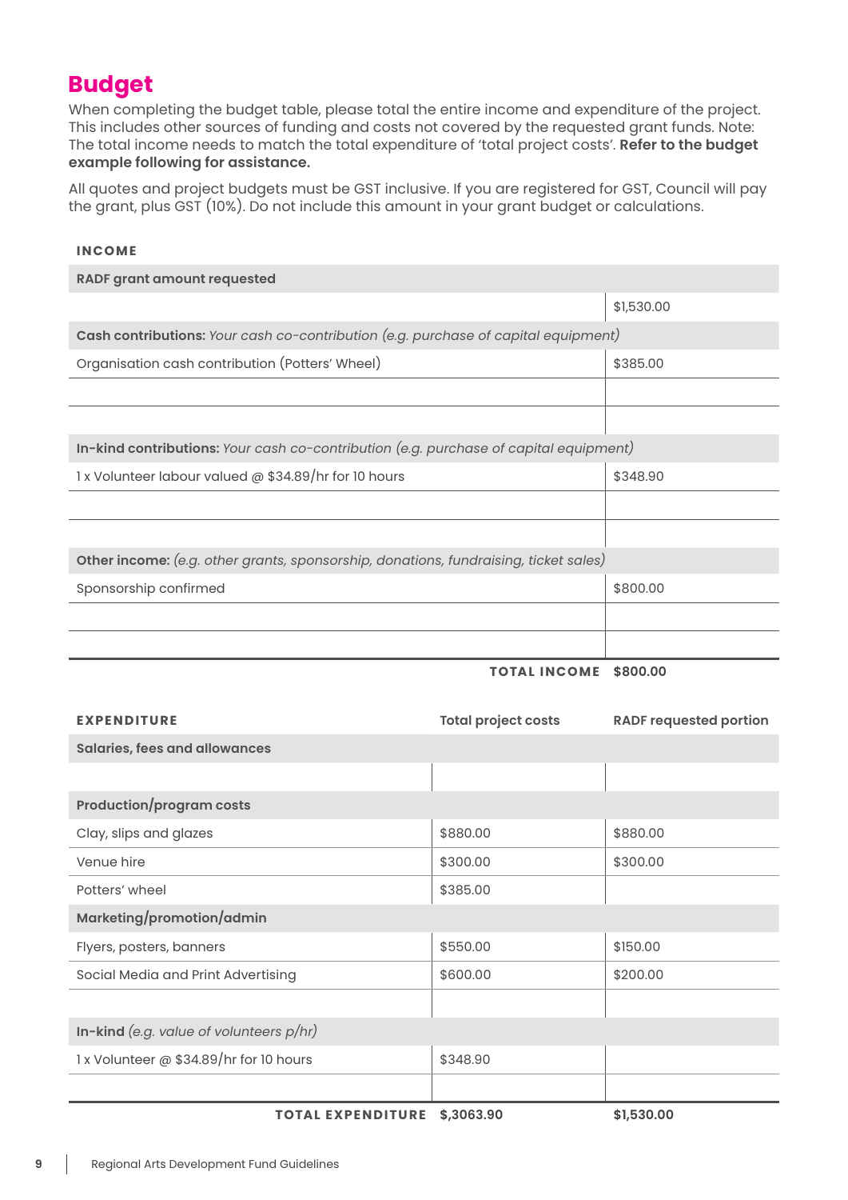## Budget

When completing the budget table, please total the entire income and expenditure of the project. This includes other sources of funding and costs not covered by the requested grant funds. Note: The total income needs to match the total expenditure of 'total project costs'. **Refer to the budget example following for assistance.**

All quotes and project budgets must be GST inclusive. If you are registered for GST, Council will pay the grant, plus GST (10%). Do not include this amount in your grant budget or calculations.

| **INCOME** | |
|---|---|
| **RADF grant amount requested** | |
| | $1,530.00 |
| **Cash contributions:** *Your cash co-contribution (e.g. purchase of capital equipment)* | |
| Organisation cash contribution (Potters' Wheel) | $385.00 |
| | |
| | |
| **In-kind contributions:** *Your cash co-contribution (e.g. purchase of capital equipment)* | |
| 1 x Volunteer labour valued @ $34.89/hr for 10 hours | $348.90 |
| | |
| | |
| **Other income:** *(e.g. other grants, sponsorship, donations, fundraising, ticket sales)* | |
| Sponsorship confirmed | $800.00 |
| | |
| | |
| **TOTAL INCOME** | **$800.00** |

| **EXPENDITURE** | **Total project costs** | **RADF requested portion** |
|---|---|---|
| **Salaries, fees and allowances** | | |
| | | |
| **Production/program costs** | | |
| Clay, slips and glazes | $880.00 | $880.00 |
| Venue hire | $300.00 | $300.00 |
| Potters' wheel | $385.00 | |
| **Marketing/promotion/admin** | | |
| Flyers, posters, banners | $550.00 | $150.00 |
| Social Media and Print Advertising | $600.00 | $200.00 |
| | | |
| **In-kind** *(e.g. value of volunteers p/hr)* | | |
| 1 x Volunteer @ $34.89/hr for 10 hours | $348.90 | |
| | | |
| **TOTAL EXPENDITURE** | **$,3063.90** | **$1,530.00** |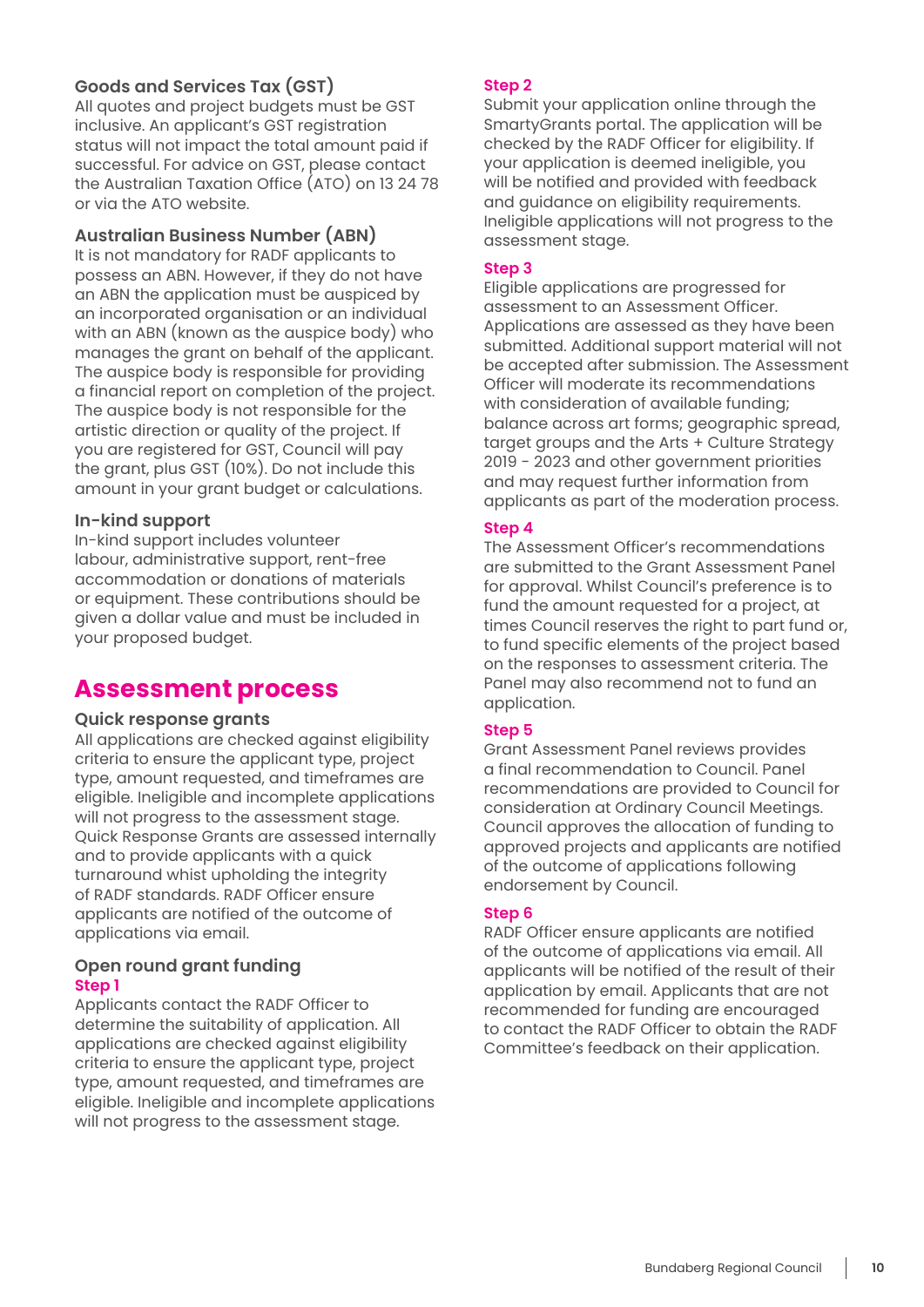### Goods and Services Tax (GST)

All quotes and project budgets must be GST inclusive. An applicant's GST registration status will not impact the total amount paid if successful. For advice on GST, please contact the Australian Taxation Office (ATO) on 13 24 78 or via the ATO website.

### Australian Business Number (ABN)

It is not mandatory for RADF applicants to possess an ABN. However, if they do not have an ABN the application must be auspiced by an incorporated organisation or an individual with an ABN (known as the auspice body) who manages the grant on behalf of the applicant. The auspice body is responsible for providing a financial report on completion of the project. The auspice body is not responsible for the artistic direction or quality of the project. If you are registered for GST, Council will pay the grant, plus GST (10%). Do not include this amount in your grant budget or calculations.

### In-kind support

In-kind support includes volunteer labour, administrative support, rent-free accommodation or donations of materials or equipment. These contributions should be given a dollar value and must be included in your proposed budget.

## Assessment process

### Quick response grants

All applications are checked against eligibility criteria to ensure the applicant type, project type, amount requested, and timeframes are eligible. Ineligible and incomplete applications will not progress to the assessment stage. Quick Response Grants are assessed internally and to provide applicants with a quick turnaround whist upholding the integrity of RADF standards. RADF Officer ensure applicants are notified of the outcome of applications via email.

### Open round grant funding

**Step 1**

Applicants contact the RADF Officer to determine the suitability of application. All applications are checked against eligibility criteria to ensure the applicant type, project type, amount requested, and timeframes are eligible. Ineligible and incomplete applications will not progress to the assessment stage.

**Step 2**

Submit your application online through the SmartyGrants portal. The application will be checked by the RADF Officer for eligibility. If your application is deemed ineligible, you will be notified and provided with feedback and guidance on eligibility requirements. Ineligible applications will not progress to the assessment stage.

**Step 3**

Eligible applications are progressed for assessment to an Assessment Officer. Applications are assessed as they have been submitted. Additional support material will not be accepted after submission. The Assessment Officer will moderate its recommendations with consideration of available funding; balance across art forms; geographic spread, target groups and the Arts + Culture Strategy 2019 - 2023 and other government priorities and may request further information from applicants as part of the moderation process.

**Step 4**

The Assessment Officer's recommendations are submitted to the Grant Assessment Panel for approval. Whilst Council's preference is to fund the amount requested for a project, at times Council reserves the right to part fund or, to fund specific elements of the project based on the responses to assessment criteria. The Panel may also recommend not to fund an application.

**Step 5**

Grant Assessment Panel reviews provides a final recommendation to Council. Panel recommendations are provided to Council for consideration at Ordinary Council Meetings. Council approves the allocation of funding to approved projects and applicants are notified of the outcome of applications following endorsement by Council.

**Step 6**

RADF Officer ensure applicants are notified of the outcome of applications via email. All applicants will be notified of the result of their application by email. Applicants that are not recommended for funding are encouraged to contact the RADF Officer to obtain the RADF Committee's feedback on their application.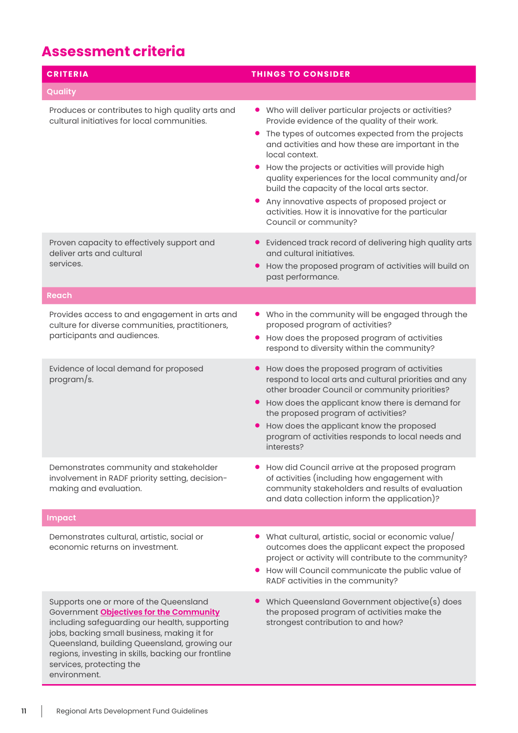## Assessment criteria

| CRITERIA | THINGS TO CONSIDER |
|---|---|
| **Quality** | |
| Produces or contributes to high quality arts and cultural initiatives for local communities. | • Who will deliver particular projects or activities? Provide evidence of the quality of their work.<br>• The types of outcomes expected from the projects and activities and how these are important in the local context.<br>• How the projects or activities will provide high quality experiences for the local community and/or build the capacity of the local arts sector.<br>• Any innovative aspects of proposed project or activities. How it is innovative for the particular Council or community? |
| Proven capacity to effectively support and deliver arts and cultural services. | • Evidenced track record of delivering high quality arts and cultural initiatives.<br>• How the proposed program of activities will build on past performance. |
| **Reach** | |
| Provides access to and engagement in arts and culture for diverse communities, practitioners, participants and audiences. | • Who in the community will be engaged through the proposed program of activities?<br>• How does the proposed program of activities respond to diversity within the community? |
| Evidence of local demand for proposed program/s. | • How does the proposed program of activities respond to local arts and cultural priorities and any other broader Council or community priorities?<br>• How does the applicant know there is demand for the proposed program of activities?<br>• How does the applicant know the proposed program of activities responds to local needs and interests? |
| Demonstrates community and stakeholder involvement in RADF priority setting, decision-making and evaluation. | • How did Council arrive at the proposed program of activities (including how engagement with community stakeholders and results of evaluation and data collection inform the application)? |
| **Impact** | |
| Demonstrates cultural, artistic, social or economic returns on investment. | • What cultural, artistic, social or economic value/outcomes does the applicant expect the proposed project or activity will contribute to the community?<br>• How will Council communicate the public value of RADF activities in the community? |
| Supports one or more of the Queensland Government **Objectives for the Community** including safeguarding our health, supporting jobs, backing small business, making it for Queensland, building Queensland, growing our regions, investing in skills, backing our frontline services, protecting the environment. | • Which Queensland Government objective(s) does the proposed program of activities make the strongest contribution to and how? |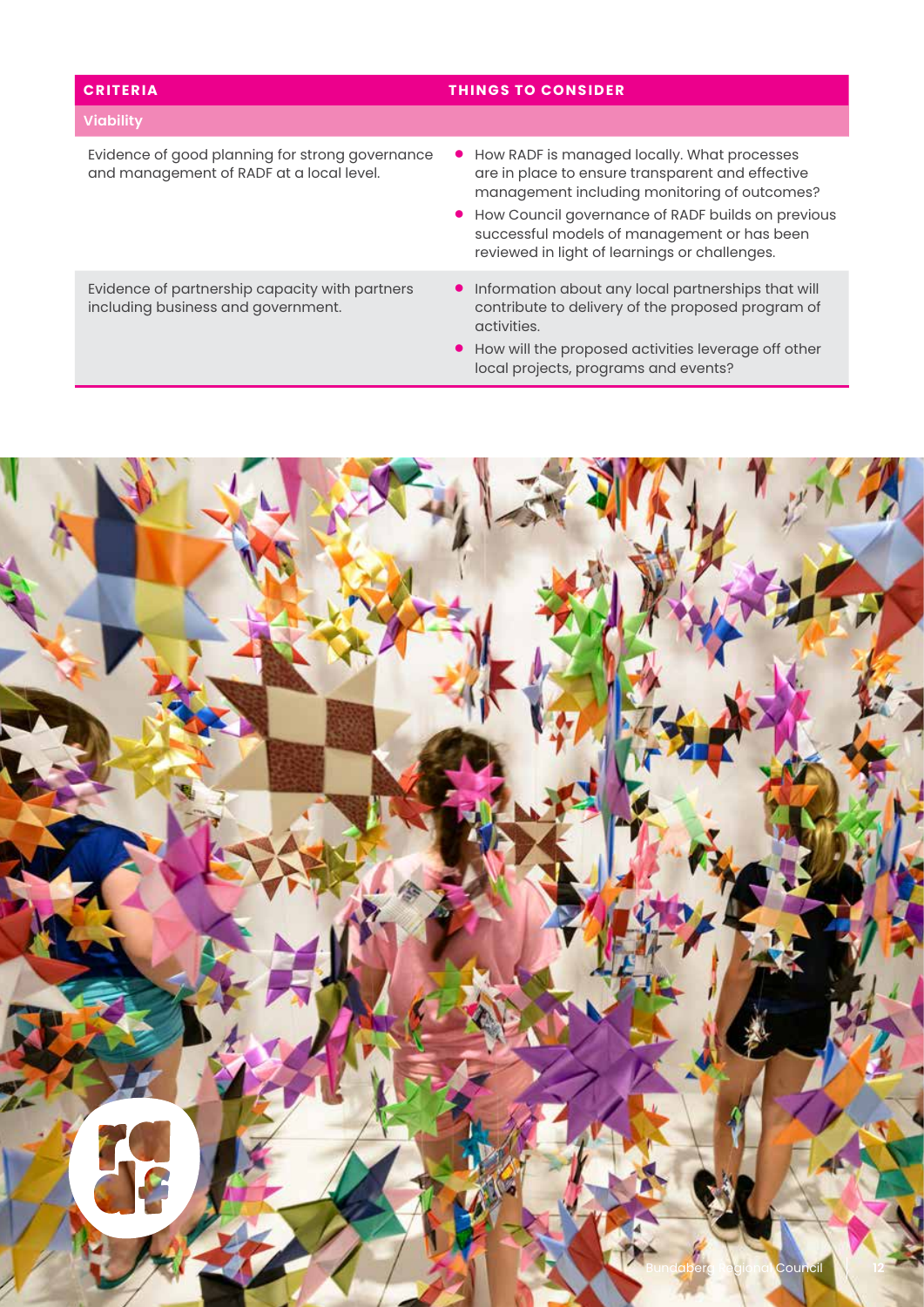| CRITERIA | THINGS TO CONSIDER |
| --- | --- |
| **Viability** | |
| Evidence of good planning for strong governance and management of RADF at a local level. | • How RADF is managed locally. What processes are in place to ensure transparent and effective management including monitoring of outcomes?<br>• How Council governance of RADF builds on previous successful models of management or has been reviewed in light of learnings or challenges. |
| Evidence of partnership capacity with partners including business and government. | • Information about any local partnerships that will contribute to delivery of the proposed program of activities.<br>• How will the proposed activities leverage off other local projects, programs and events? |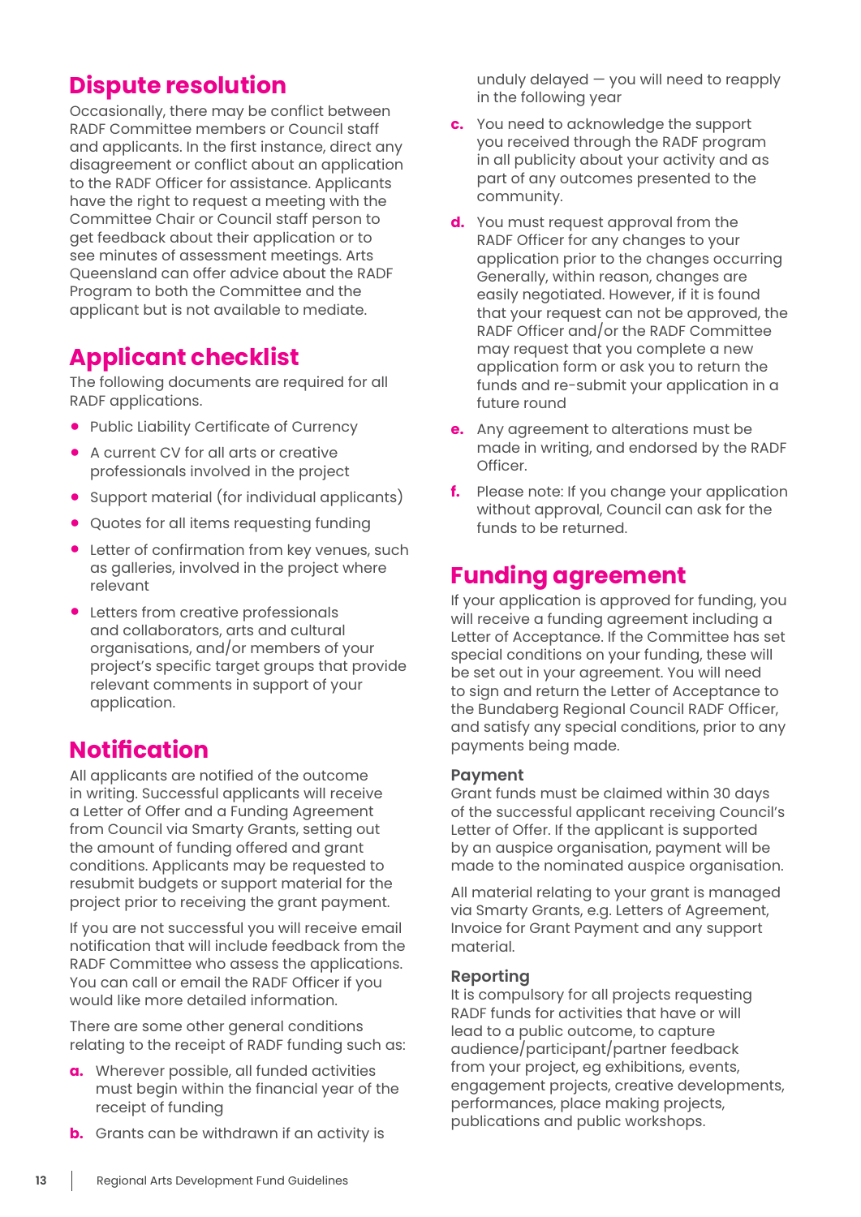## Dispute resolution

Occasionally, there may be conflict between RADF Committee members or Council staff and applicants. In the first instance, direct any disagreement or conflict about an application to the RADF Officer for assistance. Applicants have the right to request a meeting with the Committee Chair or Council staff person to get feedback about their application or to see minutes of assessment meetings. Arts Queensland can offer advice about the RADF Program to both the Committee and the applicant but is not available to mediate.

## Applicant checklist

The following documents are required for all RADF applications.

- Public Liability Certificate of Currency
- A current CV for all arts or creative professionals involved in the project
- Support material (for individual applicants)
- Quotes for all items requesting funding
- Letter of confirmation from key venues, such as galleries, involved in the project where relevant
- Letters from creative professionals and collaborators, arts and cultural organisations, and/or members of your project's specific target groups that provide relevant comments in support of your application.

## Notification

All applicants are notified of the outcome in writing. Successful applicants will receive a Letter of Offer and a Funding Agreement from Council via Smarty Grants, setting out the amount of funding offered and grant conditions. Applicants may be requested to resubmit budgets or support material for the project prior to receiving the grant payment.

If you are not successful you will receive email notification that will include feedback from the RADF Committee who assess the applications. You can call or email the RADF Officer if you would like more detailed information.

There are some other general conditions relating to the receipt of RADF funding such as:

**a.** Wherever possible, all funded activities must begin within the financial year of the receipt of funding

**b.** Grants can be withdrawn if an activity is unduly delayed — you will need to reapply in the following year

**c.** You need to acknowledge the support you received through the RADF program in all publicity about your activity and as part of any outcomes presented to the community.

**d.** You must request approval from the RADF Officer for any changes to your application prior to the changes occurring Generally, within reason, changes are easily negotiated. However, if it is found that your request can not be approved, the RADF Officer and/or the RADF Committee may request that you complete a new application form or ask you to return the funds and re-submit your application in a future round

**e.** Any agreement to alterations must be made in writing, and endorsed by the RADF Officer.

**f.** Please note: If you change your application without approval, Council can ask for the funds to be returned.

## Funding agreement

If your application is approved for funding, you will receive a funding agreement including a Letter of Acceptance. If the Committee has set special conditions on your funding, these will be set out in your agreement. You will need to sign and return the Letter of Acceptance to the Bundaberg Regional Council RADF Officer, and satisfy any special conditions, prior to any payments being made.

### Payment

Grant funds must be claimed within 30 days of the successful applicant receiving Council's Letter of Offer. If the applicant is supported by an auspice organisation, payment will be made to the nominated auspice organisation.

All material relating to your grant is managed via Smarty Grants, e.g. Letters of Agreement, Invoice for Grant Payment and any support material.

### Reporting

It is compulsory for all projects requesting RADF funds for activities that have or will lead to a public outcome, to capture audience/participant/partner feedback from your project, eg exhibitions, events, engagement projects, creative developments, performances, place making projects, publications and public workshops.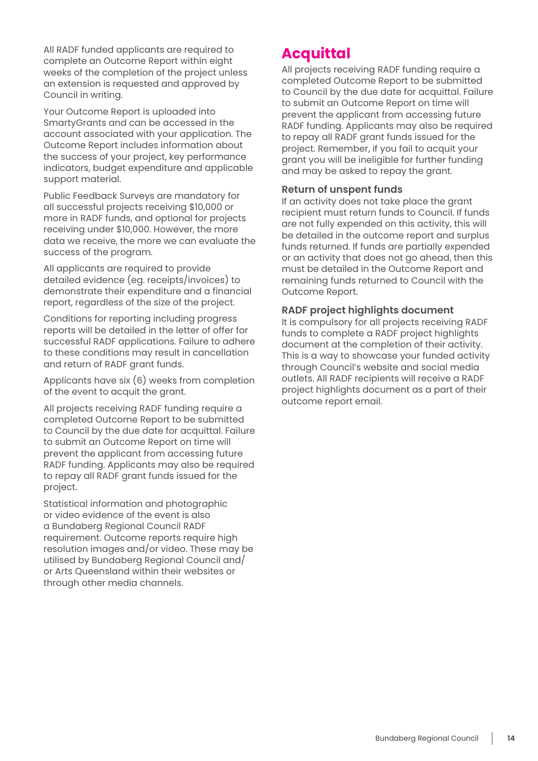All RADF funded applicants are required to complete an Outcome Report within eight weeks of the completion of the project unless an extension is requested and approved by Council in writing.

Your Outcome Report is uploaded into SmartyGrants and can be accessed in the account associated with your application. The Outcome Report includes information about the success of your project, key performance indicators, budget expenditure and applicable support material.

Public Feedback Surveys are mandatory for all successful projects receiving $10,000 or more in RADF funds, and optional for projects receiving under $10,000. However, the more data we receive, the more we can evaluate the success of the program.

All applicants are required to provide detailed evidence (eg. receipts/invoices) to demonstrate their expenditure and a financial report, regardless of the size of the project.

Conditions for reporting including progress reports will be detailed in the letter of offer for successful RADF applications. Failure to adhere to these conditions may result in cancellation and return of RADF grant funds.

Applicants have six (6) weeks from completion of the event to acquit the grant.

All projects receiving RADF funding require a completed Outcome Report to be submitted to Council by the due date for acquittal. Failure to submit an Outcome Report on time will prevent the applicant from accessing future RADF funding. Applicants may also be required to repay all RADF grant funds issued for the project.

Statistical information and photographic or video evidence of the event is also a Bundaberg Regional Council RADF requirement. Outcome reports require high resolution images and/or video. These may be utilised by Bundaberg Regional Council and/or Arts Queensland within their websites or through other media channels.

# Acquittal

All projects receiving RADF funding require a completed Outcome Report to be submitted to Council by the due date for acquittal. Failure to submit an Outcome Report on time will prevent the applicant from accessing future RADF funding. Applicants may also be required to repay all RADF grant funds issued for the project. Remember, if you fail to acquit your grant you will be ineligible for further funding and may be asked to repay the grant.

### Return of unspent funds

If an activity does not take place the grant recipient must return funds to Council. If funds are not fully expended on this activity, this will be detailed in the outcome report and surplus funds returned. If funds are partially expended or an activity that does not go ahead, then this must be detailed in the Outcome Report and remaining funds returned to Council with the Outcome Report.

### RADF project highlights document

It is compulsory for all projects receiving RADF funds to complete a RADF project highlights document at the completion of their activity. This is a way to showcase your funded activity through Council's website and social media outlets. All RADF recipients will receive a RADF project highlights document as a part of their outcome report email.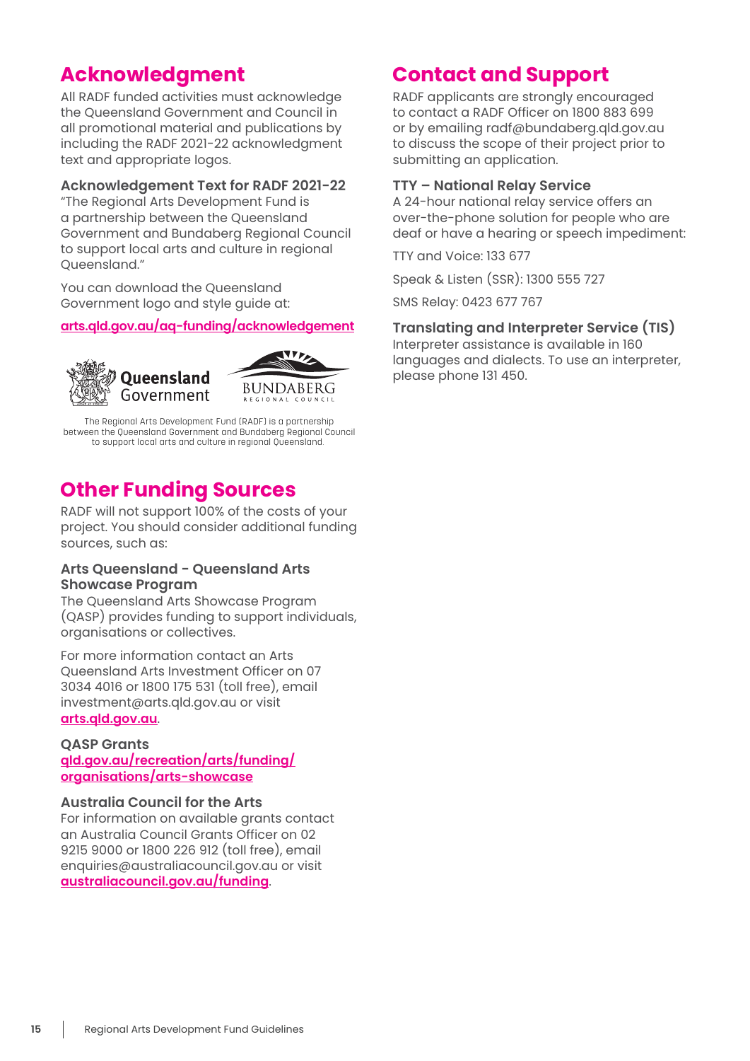## Acknowledgment

All RADF funded activities must acknowledge the Queensland Government and Council in all promotional material and publications by including the RADF 2021-22 acknowledgment text and appropriate logos.

### Acknowledgment Text for RADF 2021-22

"The Regional Arts Development Fund is a partnership between the Queensland Government and Bundaberg Regional Council to support local arts and culture in regional Queensland."

You can download the Queensland Government logo and style guide at:

**arts.qld.gov.au/aq-funding/acknowledgement**

Queensland Government

BUNDABERG REGIONAL COUNCIL

The Regional Arts Development Fund (RADF) is a partnership between the Queensland Government and Bundaberg Regional Council to support local arts and culture in regional Queensland.

## Other Funding Sources

RADF will not support 100% of the costs of your project. You should consider additional funding sources, such as:

### Arts Queensland - Queensland Arts Showcase Program

The Queensland Arts Showcase Program (QASP) provides funding to support individuals, organisations or collectives.

For more information contact an Arts Queensland Arts Investment Officer on 07 3034 4016 or 1800 175 531 (toll free), email investment@arts.qld.gov.au or visit **arts.qld.gov.au**.

### QASP Grants

**qld.gov.au/recreation/arts/funding/organisations/arts-showcase**

### Australia Council for the Arts

For information on available grants contact an Australia Council Grants Officer on 02 9215 9000 or 1800 226 912 (toll free), email enquiries@australiacouncil.gov.au or visit **australiacouncil.gov.au/funding**.

## Contact and Support

RADF applicants are strongly encouraged to contact a RADF Officer on 1800 883 699 or by emailing radf@bundaberg.qld.gov.au to discuss the scope of their project prior to submitting an application.

### TTY – National Relay Service

A 24-hour national relay service offers an over-the-phone solution for people who are deaf or have a hearing or speech impediment:

TTY and Voice: 133 677

Speak & Listen (SSR): 1300 555 727

SMS Relay: 0423 677 767

### Translating and Interpreter Service (TIS)

Interpreter assistance is available in 160 languages and dialects. To use an interpreter, please phone 131 450.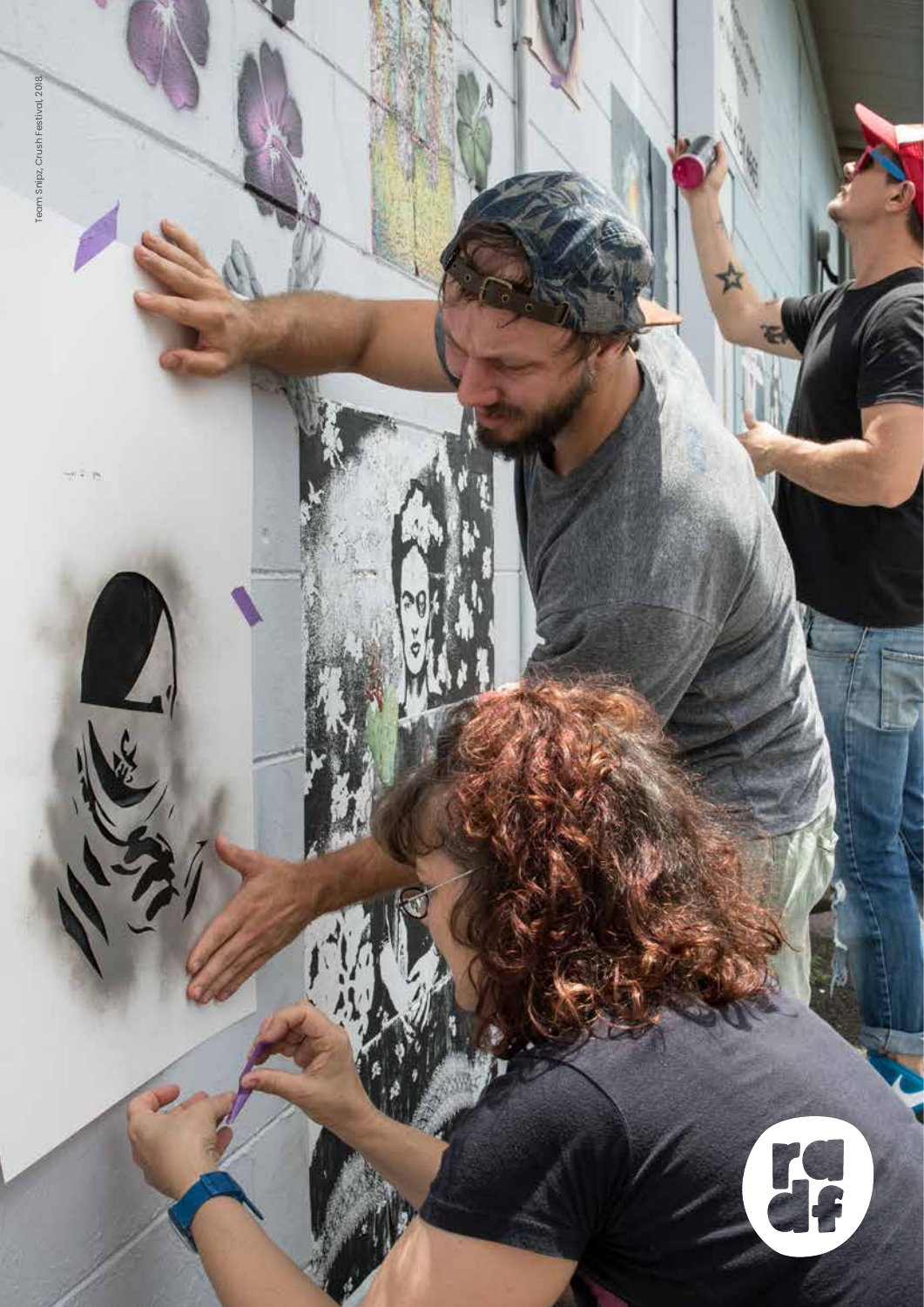Team Snipz, Crush Festival, 2018.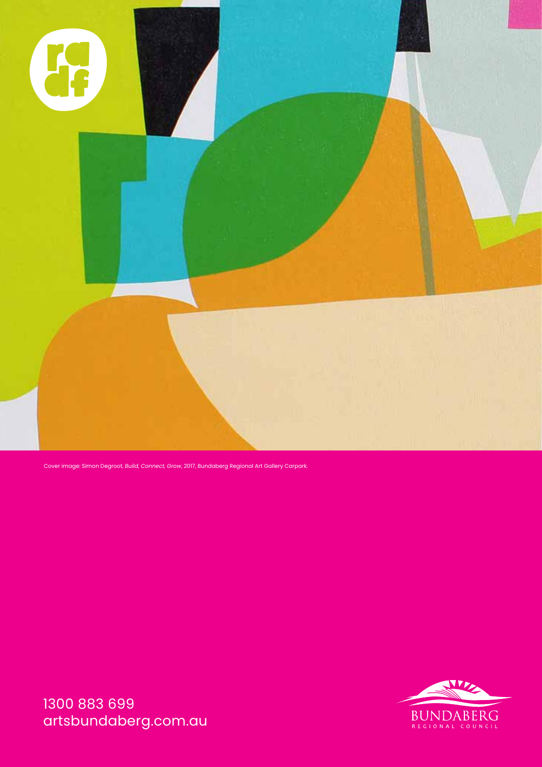Cover image: Simon Degroot, *Build, Connect, Grow*, 2017, Bundaberg Regional Art Gallery Carpark.

1300 883 699
artsbundaberg.com.au